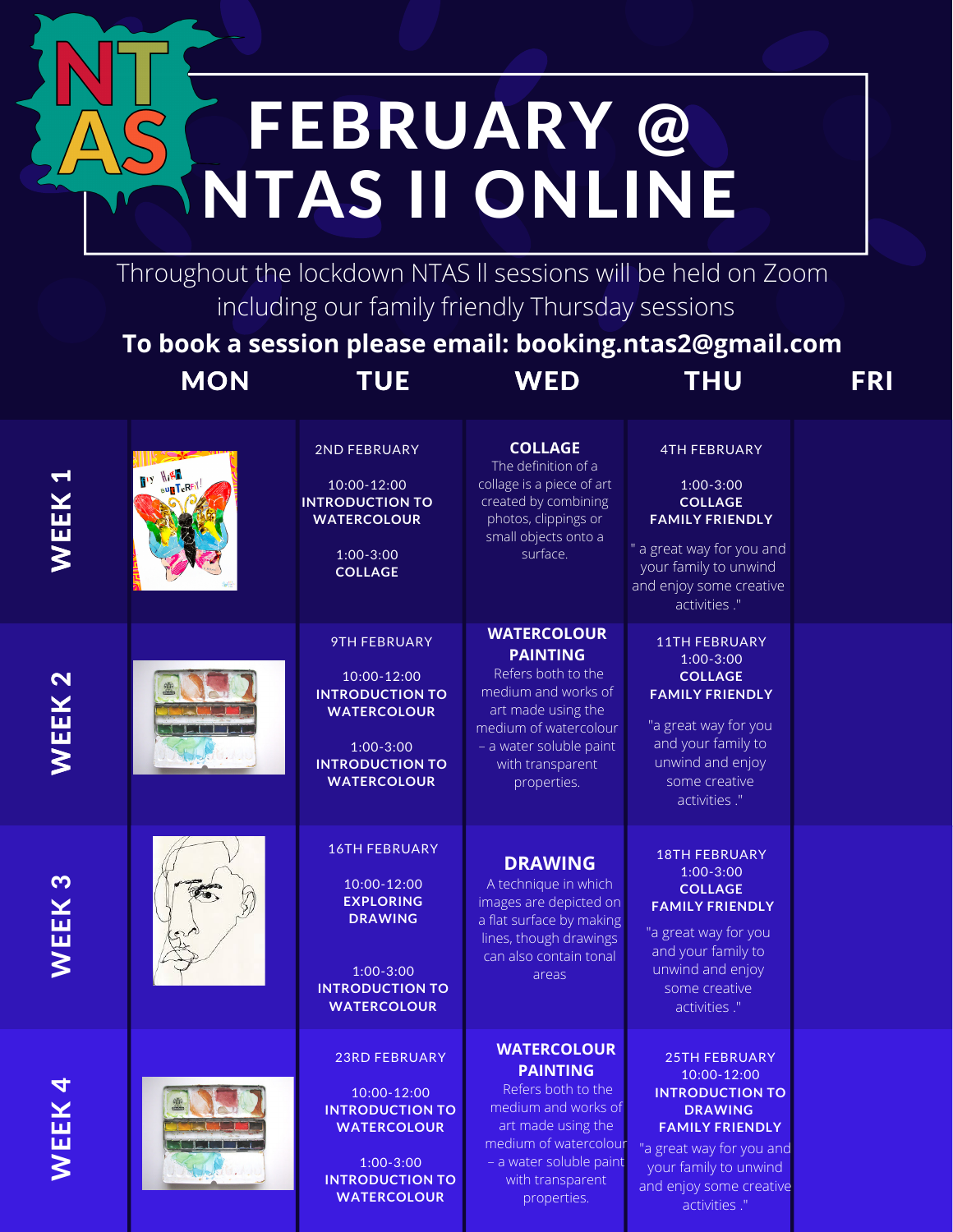# FEBRUARY @ NTAS II ONLINE

Throughout the lockdown NTAS ll sessions will be held on Zoom including our family friendly Thursday sessions

**To book a session please email: booking.ntas2@gmail.com**

| | MON | TUE | WED | THU | FRI |
|---|---|---|---|---|---|
| **WEEK 1** | | 2ND FEBRUARY<br><br>10:00-12:00<br>**INTRODUCTION TO WATERCOLOUR**<br><br>1:00-3:00<br>**COLLAGE** | **COLLAGE**<br>The definition of a collage is a piece of art created by combining photos, clippings or small objects onto a surface. | 4TH FEBRUARY<br><br>1:00-3:00<br>**COLLAGE**<br>**FAMILY FRIENDLY**<br><br>" a great way for you and your family to unwind and enjoy some creative activities ." | |
| **WEEK 2** | | 9TH FEBRUARY<br><br>10:00-12:00<br>**INTRODUCTION TO WATERCOLOUR**<br><br>1:00-3:00<br>**INTRODUCTION TO WATERCOLOUR** | **WATERCOLOUR PAINTING**<br>Refers both to the medium and works of art made using the medium of watercolour – a water soluble paint with transparent properties. | 11TH FEBRUARY<br>1:00-3:00<br>**COLLAGE**<br>**FAMILY FRIENDLY**<br><br>"a great way for you and your family to unwind and enjoy some creative activities ." | |
| **WEEK 3** | | 16TH FEBRUARY<br><br>10:00-12:00<br>**EXPLORING DRAWING**<br><br>1:00-3:00<br>**INTRODUCTION TO WATERCOLOUR** | **DRAWING**<br>A technique in which images are depicted on a flat surface by making lines, though drawings can also contain tonal areas | 18TH FEBRUARY<br>1:00-3:00<br>**COLLAGE**<br>**FAMILY FRIENDLY**<br><br>"a great way for you and your family to unwind and enjoy some creative activities ." | |
| **WEEK 4** | | 23RD FEBRUARY<br><br>10:00-12:00<br>**INTRODUCTION TO WATERCOLOUR**<br><br>1:00-3:00<br>**INTRODUCTION TO WATERCOLOUR** | **WATERCOLOUR PAINTING**<br>Refers both to the medium and works of art made using the medium of watercolour – a water soluble paint with transparent properties. | 25TH FEBRUARY<br>10:00-12:00<br>**INTRODUCTION TO DRAWING**<br>**FAMILY FRIENDLY**<br>"a great way for you and your family to unwind and enjoy some creative activities ." | |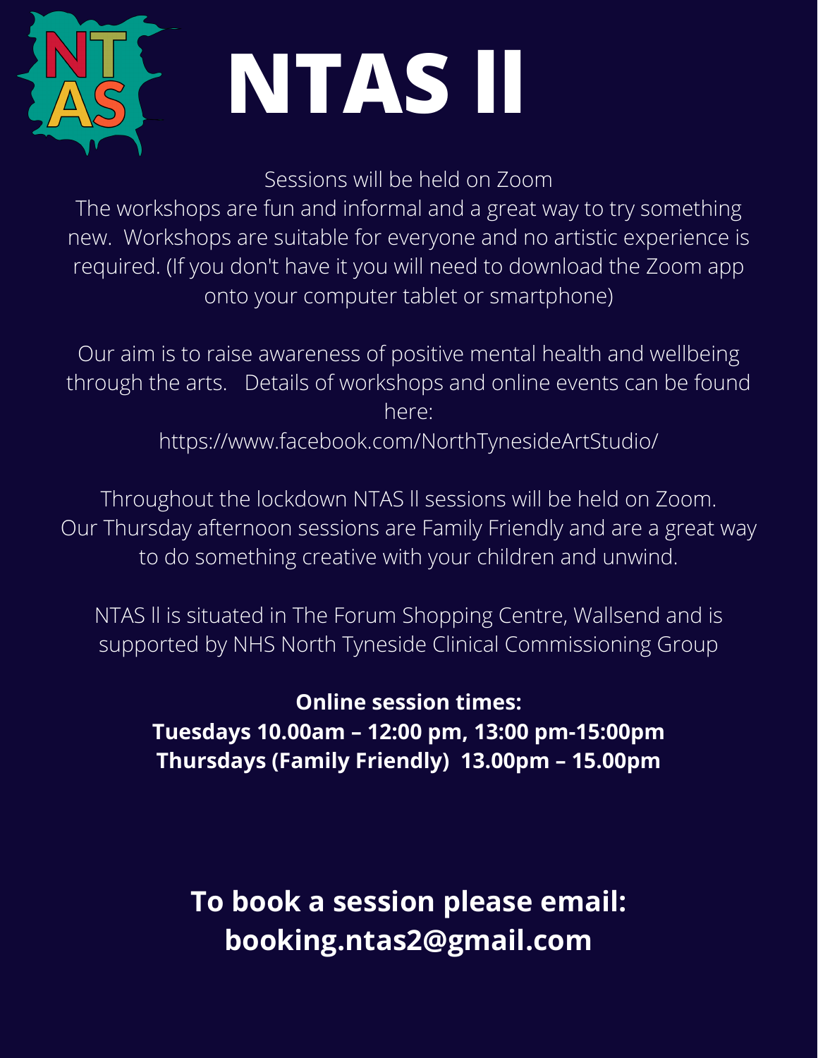# NTAS ll

Sessions will be held on Zoom

The workshops are fun and informal and a great way to try something new. Workshops are suitable for everyone and no artistic experience is required. (If you don't have it you will need to download the Zoom app onto your computer tablet or smartphone)

Our aim is to raise awareness of positive mental health and wellbeing through the arts. Details of workshops and online events can be found here:

https://www.facebook.com/NorthTynesideArtStudio/

Throughout the lockdown NTAS ll sessions will be held on Zoom. Our Thursday afternoon sessions are Family Friendly and are a great way to do something creative with your children and unwind.

NTAS ll is situated in The Forum Shopping Centre, Wallsend and is supported by NHS North Tyneside Clinical Commissioning Group

**Online session times:**
**Tuesdays 10.00am – 12:00 pm, 13:00 pm-15:00pm**
**Thursdays (Family Friendly) 13.00pm – 15.00pm**

**To book a session please email:**
**booking.ntas2@gmail.com**